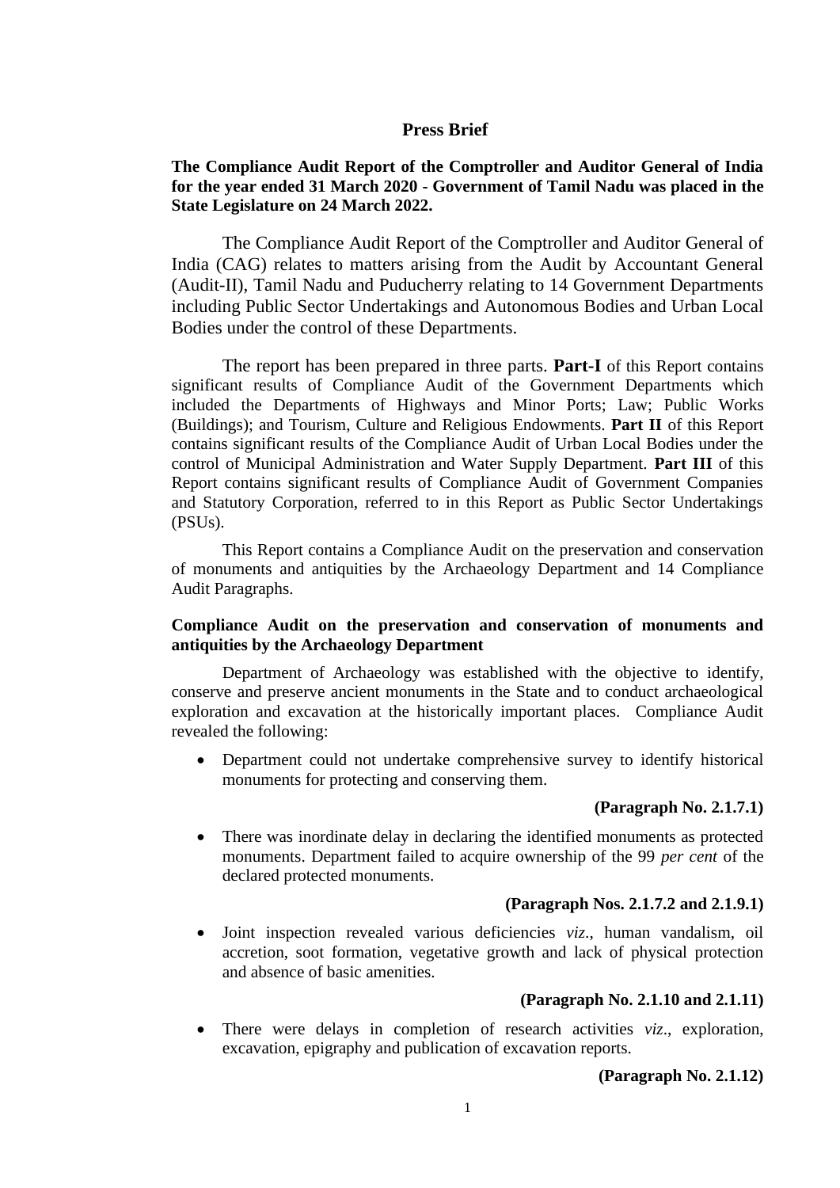# Press Brief

**The Compliance Audit Report of the Comptroller and Auditor General of India for the year ended 31 March 2020 - Government of Tamil Nadu was placed in the State Legislature on 24 March 2022.**

The Compliance Audit Report of the Comptroller and Auditor General of India (CAG) relates to matters arising from the Audit by Accountant General (Audit-II), Tamil Nadu and Puducherry relating to 14 Government Departments including Public Sector Undertakings and Autonomous Bodies and Urban Local Bodies under the control of these Departments.

The report has been prepared in three parts. **Part-I** of this Report contains significant results of Compliance Audit of the Government Departments which included the Departments of Highways and Minor Ports; Law; Public Works (Buildings); and Tourism, Culture and Religious Endowments. **Part II** of this Report contains significant results of the Compliance Audit of Urban Local Bodies under the control of Municipal Administration and Water Supply Department. **Part III** of this Report contains significant results of Compliance Audit of Government Companies and Statutory Corporation, referred to in this Report as Public Sector Undertakings (PSUs).

This Report contains a Compliance Audit on the preservation and conservation of monuments and antiquities by the Archaeology Department and 14 Compliance Audit Paragraphs.

**Compliance Audit on the preservation and conservation of monuments and antiquities by the Archaeology Department**

Department of Archaeology was established with the objective to identify, conserve and preserve ancient monuments in the State and to conduct archaeological exploration and excavation at the historically important places. Compliance Audit revealed the following:

- Department could not undertake comprehensive survey to identify historical monuments for protecting and conserving them.

**(Paragraph No. 2.1.7.1)**

- There was inordinate delay in declaring the identified monuments as protected monuments. Department failed to acquire ownership of the 99 *per cent* of the declared protected monuments.

**(Paragraph Nos. 2.1.7.2 and 2.1.9.1)**

- Joint inspection revealed various deficiencies *viz*., human vandalism, oil accretion, soot formation, vegetative growth and lack of physical protection and absence of basic amenities.

**(Paragraph No. 2.1.10 and 2.1.11)**

- There were delays in completion of research activities *viz*., exploration, excavation, epigraphy and publication of excavation reports.

**(Paragraph No. 2.1.12)**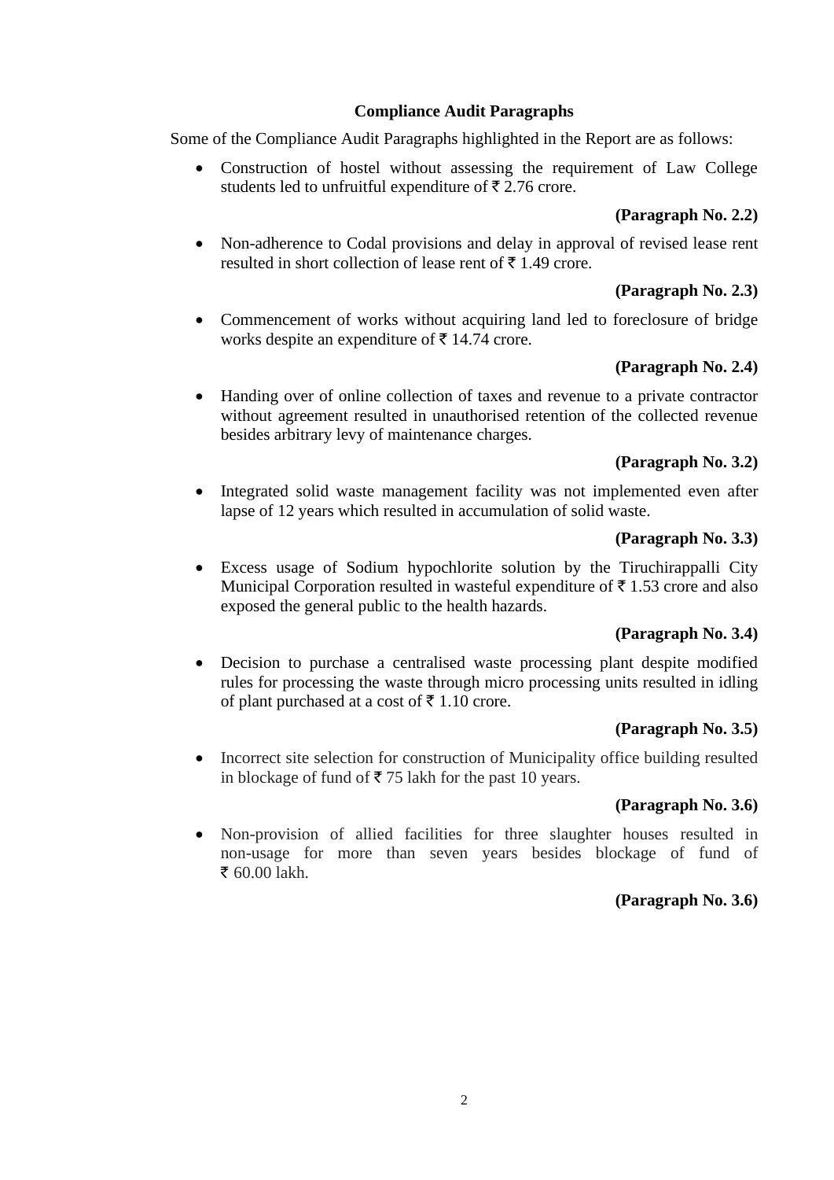**Compliance Audit Paragraphs**

Some of the Compliance Audit Paragraphs highlighted in the Report are as follows:

- Construction of hostel without assessing the requirement of Law College students led to unfruitful expenditure of ₹ 2.76 crore.

**(Paragraph No. 2.2)**

- Non-adherence to Codal provisions and delay in approval of revised lease rent resulted in short collection of lease rent of ₹ 1.49 crore.

**(Paragraph No. 2.3)**

- Commencement of works without acquiring land led to foreclosure of bridge works despite an expenditure of ₹ 14.74 crore.

**(Paragraph No. 2.4)**

- Handing over of online collection of taxes and revenue to a private contractor without agreement resulted in unauthorised retention of the collected revenue besides arbitrary levy of maintenance charges.

**(Paragraph No. 3.2)**

- Integrated solid waste management facility was not implemented even after lapse of 12 years which resulted in accumulation of solid waste.

**(Paragraph No. 3.3)**

- Excess usage of Sodium hypochlorite solution by the Tiruchirappalli City Municipal Corporation resulted in wasteful expenditure of ₹ 1.53 crore and also exposed the general public to the health hazards.

**(Paragraph No. 3.4)**

- Decision to purchase a centralised waste processing plant despite modified rules for processing the waste through micro processing units resulted in idling of plant purchased at a cost of ₹ 1.10 crore.

**(Paragraph No. 3.5)**

- Incorrect site selection for construction of Municipality office building resulted in blockage of fund of ₹ 75 lakh for the past 10 years.

**(Paragraph No. 3.6)**

- Non-provision of allied facilities for three slaughter houses resulted in non-usage for more than seven years besides blockage of fund of ₹ 60.00 lakh.

**(Paragraph No. 3.6)**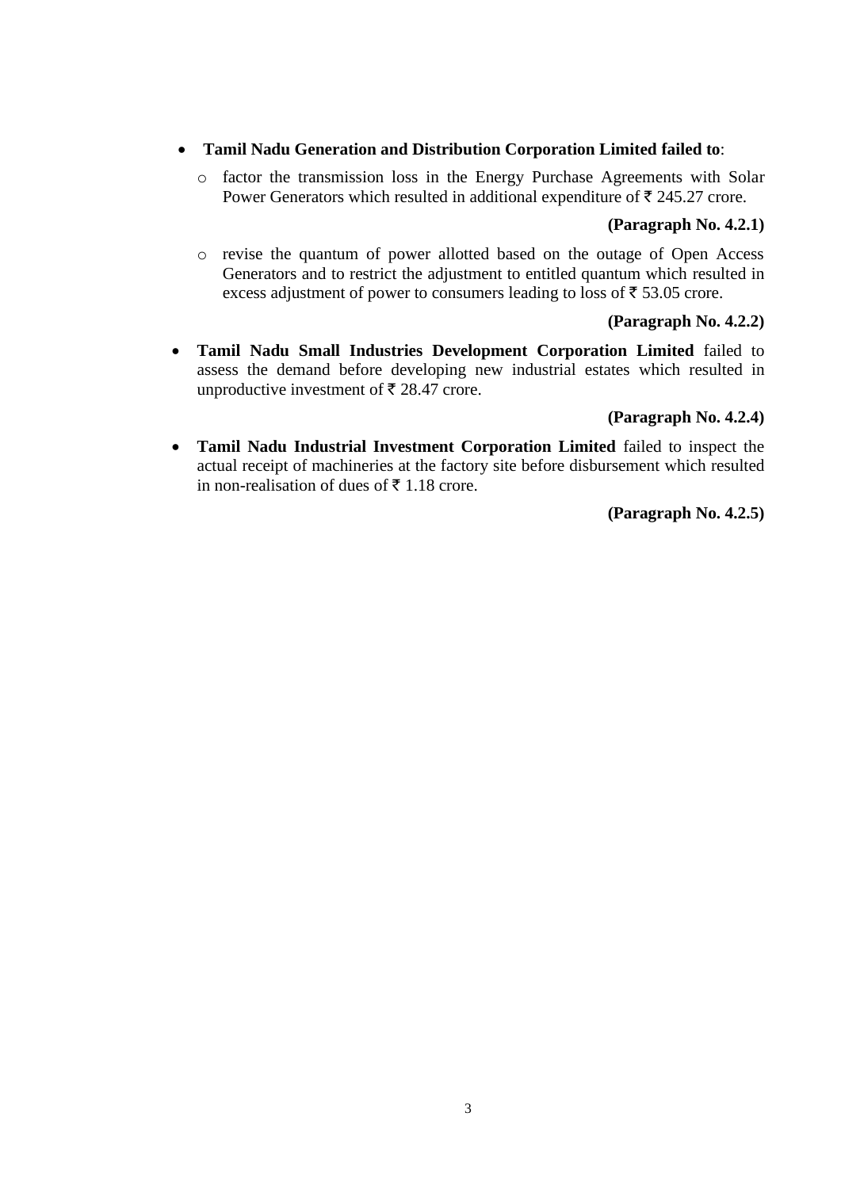- **Tamil Nadu Generation and Distribution Corporation Limited failed to**:
    - factor the transmission loss in the Energy Purchase Agreements with Solar Power Generators which resulted in additional expenditure of ₹ 245.27 crore.

      **(Paragraph No. 4.2.1)**

    - revise the quantum of power allotted based on the outage of Open Access Generators and to restrict the adjustment to entitled quantum which resulted in excess adjustment of power to consumers leading to loss of ₹ 53.05 crore.

      **(Paragraph No. 4.2.2)**

- **Tamil Nadu Small Industries Development Corporation Limited** failed to assess the demand before developing new industrial estates which resulted in unproductive investment of ₹ 28.47 crore.

  **(Paragraph No. 4.2.4)**

- **Tamil Nadu Industrial Investment Corporation Limited** failed to inspect the actual receipt of machineries at the factory site before disbursement which resulted in non-realisation of dues of ₹ 1.18 crore.

  **(Paragraph No. 4.2.5)**